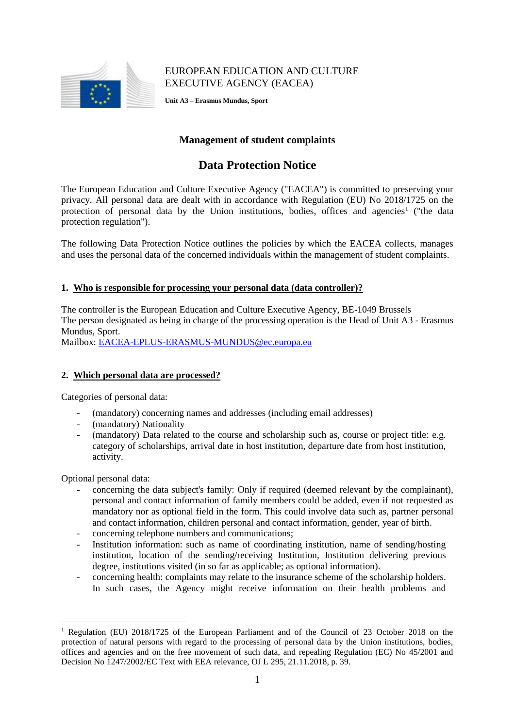EUROPEAN EDUCATION AND CULTURE EXECUTIVE AGENCY (EACEA)

**Unit A3 – Erasmus Mundus, Sport**

**Management of student complaints**

# Data Protection Notice

The European Education and Culture Executive Agency ("EACEA") is committed to preserving your privacy. All personal data are dealt with in accordance with Regulation (EU) No 2018/1725 on the protection of personal data by the Union institutions, bodies, offices and agencies[1] ("the data protection regulation").

The following Data Protection Notice outlines the policies by which the EACEA collects, manages and uses the personal data of the concerned individuals within the management of student complaints.

## 1. Who is responsible for processing your personal data (data controller)?

The controller is the European Education and Culture Executive Agency, BE-1049 Brussels
The person designated as being in charge of the processing operation is the Head of Unit A3 - Erasmus Mundus, Sport.
Mailbox: EACEA-EPLUS-ERASMUS-MUNDUS@ec.europa.eu

## 2. Which personal data are processed?

Categories of personal data:

- (mandatory) concerning names and addresses (including email addresses)
- (mandatory) Nationality
- (mandatory) Data related to the course and scholarship such as, course or project title: e.g. category of scholarships, arrival date in host institution, departure date from host institution, activity.

Optional personal data:

- concerning the data subject's family: Only if required (deemed relevant by the complainant), personal and contact information of family members could be added, even if not requested as mandatory nor as optional field in the form. This could involve data such as, partner personal and contact information, children personal and contact information, gender, year of birth.
- concerning telephone numbers and communications;
- Institution information: such as name of coordinating institution, name of sending/hosting institution, location of the sending/receiving Institution, Institution delivering previous degree, institutions visited (in so far as applicable; as optional information).
- concerning health: complaints may relate to the insurance scheme of the scholarship holders. In such cases, the Agency might receive information on their health problems and

[1] Regulation (EU) 2018/1725 of the European Parliament and of the Council of 23 October 2018 on the protection of natural persons with regard to the processing of personal data by the Union institutions, bodies, offices and agencies and on the free movement of such data, and repealing Regulation (EC) No 45/2001 and Decision No 1247/2002/EC Text with EEA relevance, OJ L 295, 21.11.2018, p. 39.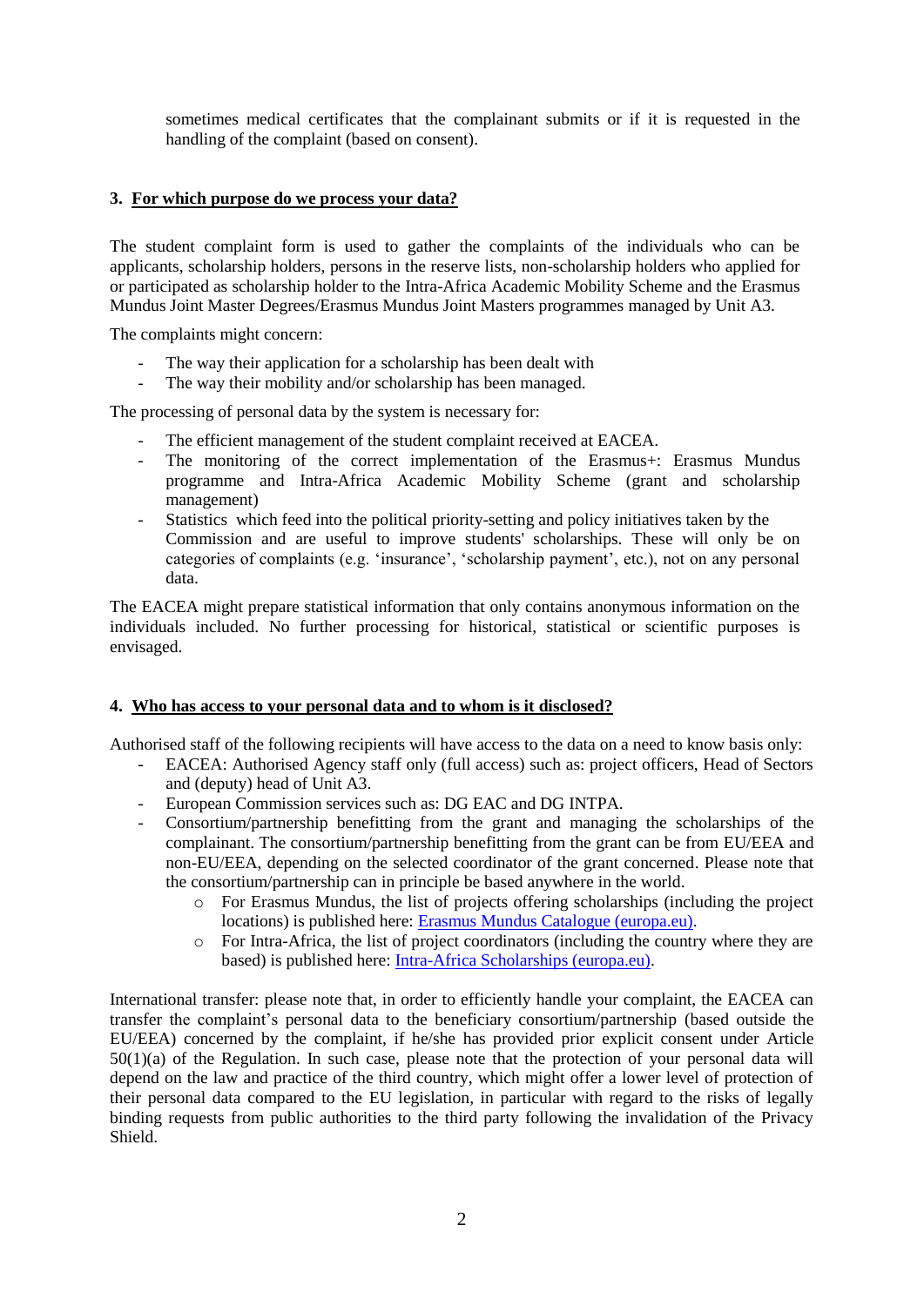sometimes medical certificates that the complainant submits or if it is requested in the handling of the complaint (based on consent).

## 3. For which purpose do we process your data?

The student complaint form is used to gather the complaints of the individuals who can be applicants, scholarship holders, persons in the reserve lists, non-scholarship holders who applied for or participated as scholarship holder to the Intra-Africa Academic Mobility Scheme and the Erasmus Mundus Joint Master Degrees/Erasmus Mundus Joint Masters programmes managed by Unit A3.

The complaints might concern:

- The way their application for a scholarship has been dealt with
- The way their mobility and/or scholarship has been managed.

The processing of personal data by the system is necessary for:

- The efficient management of the student complaint received at EACEA.
- The monitoring of the correct implementation of the Erasmus+: Erasmus Mundus programme and Intra-Africa Academic Mobility Scheme (grant and scholarship management)
- Statistics which feed into the political priority-setting and policy initiatives taken by the Commission and are useful to improve students' scholarships. These will only be on categories of complaints (e.g. 'insurance', 'scholarship payment', etc.), not on any personal data.

The EACEA might prepare statistical information that only contains anonymous information on the individuals included. No further processing for historical, statistical or scientific purposes is envisaged.

## 4. Who has access to your personal data and to whom is it disclosed?

Authorised staff of the following recipients will have access to the data on a need to know basis only:

- EACEA: Authorised Agency staff only (full access) such as: project officers, Head of Sectors and (deputy) head of Unit A3.
- European Commission services such as: DG EAC and DG INTPA.
- Consortium/partnership benefitting from the grant and managing the scholarships of the complainant. The consortium/partnership benefitting from the grant can be from EU/EEA and non-EU/EEA, depending on the selected coordinator of the grant concerned. Please note that the consortium/partnership can in principle be based anywhere in the world.
  - For Erasmus Mundus, the list of projects offering scholarships (including the project locations) is published here: Erasmus Mundus Catalogue (europa.eu).
  - For Intra-Africa, the list of project coordinators (including the country where they are based) is published here: Intra-Africa Scholarships (europa.eu).

International transfer: please note that, in order to efficiently handle your complaint, the EACEA can transfer the complaint's personal data to the beneficiary consortium/partnership (based outside the EU/EEA) concerned by the complaint, if he/she has provided prior explicit consent under Article 50(1)(a) of the Regulation. In such case, please note that the protection of your personal data will depend on the law and practice of the third country, which might offer a lower level of protection of their personal data compared to the EU legislation, in particular with regard to the risks of legally binding requests from public authorities to the third party following the invalidation of the Privacy Shield.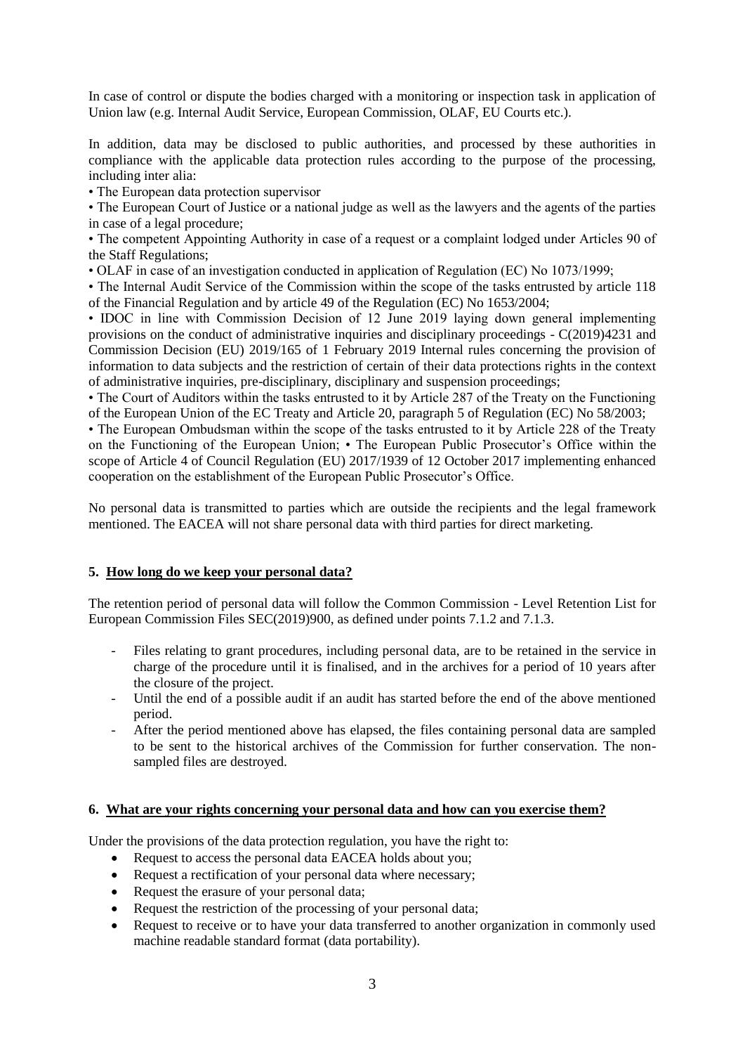In case of control or dispute the bodies charged with a monitoring or inspection task in application of Union law (e.g. Internal Audit Service, European Commission, OLAF, EU Courts etc.).

In addition, data may be disclosed to public authorities, and processed by these authorities in compliance with the applicable data protection rules according to the purpose of the processing, including inter alia:

- The European data protection supervisor
- The European Court of Justice or a national judge as well as the lawyers and the agents of the parties in case of a legal procedure;
- The competent Appointing Authority in case of a request or a complaint lodged under Articles 90 of the Staff Regulations;
- OLAF in case of an investigation conducted in application of Regulation (EC) No 1073/1999;
- The Internal Audit Service of the Commission within the scope of the tasks entrusted by article 118 of the Financial Regulation and by article 49 of the Regulation (EC) No 1653/2004;
- IDOC in line with Commission Decision of 12 June 2019 laying down general implementing provisions on the conduct of administrative inquiries and disciplinary proceedings - C(2019)4231 and Commission Decision (EU) 2019/165 of 1 February 2019 Internal rules concerning the provision of information to data subjects and the restriction of certain of their data protections rights in the context of administrative inquiries, pre-disciplinary, disciplinary and suspension proceedings;
- The Court of Auditors within the tasks entrusted to it by Article 287 of the Treaty on the Functioning of the European Union of the EC Treaty and Article 20, paragraph 5 of Regulation (EC) No 58/2003;
- The European Ombudsman within the scope of the tasks entrusted to it by Article 228 of the Treaty on the Functioning of the European Union; • The European Public Prosecutor's Office within the scope of Article 4 of Council Regulation (EU) 2017/1939 of 12 October 2017 implementing enhanced cooperation on the establishment of the European Public Prosecutor's Office.

No personal data is transmitted to parties which are outside the recipients and the legal framework mentioned. The EACEA will not share personal data with third parties for direct marketing.

## 5. How long do we keep your personal data?

The retention period of personal data will follow the Common Commission - Level Retention List for European Commission Files SEC(2019)900, as defined under points 7.1.2 and 7.1.3.

- Files relating to grant procedures, including personal data, are to be retained in the service in charge of the procedure until it is finalised, and in the archives for a period of 10 years after the closure of the project.
- Until the end of a possible audit if an audit has started before the end of the above mentioned period.
- After the period mentioned above has elapsed, the files containing personal data are sampled to be sent to the historical archives of the Commission for further conservation. The non-sampled files are destroyed.

## 6. What are your rights concerning your personal data and how can you exercise them?

Under the provisions of the data protection regulation, you have the right to:

- Request to access the personal data EACEA holds about you;
- Request a rectification of your personal data where necessary;
- Request the erasure of your personal data;
- Request the restriction of the processing of your personal data;
- Request to receive or to have your data transferred to another organization in commonly used machine readable standard format (data portability).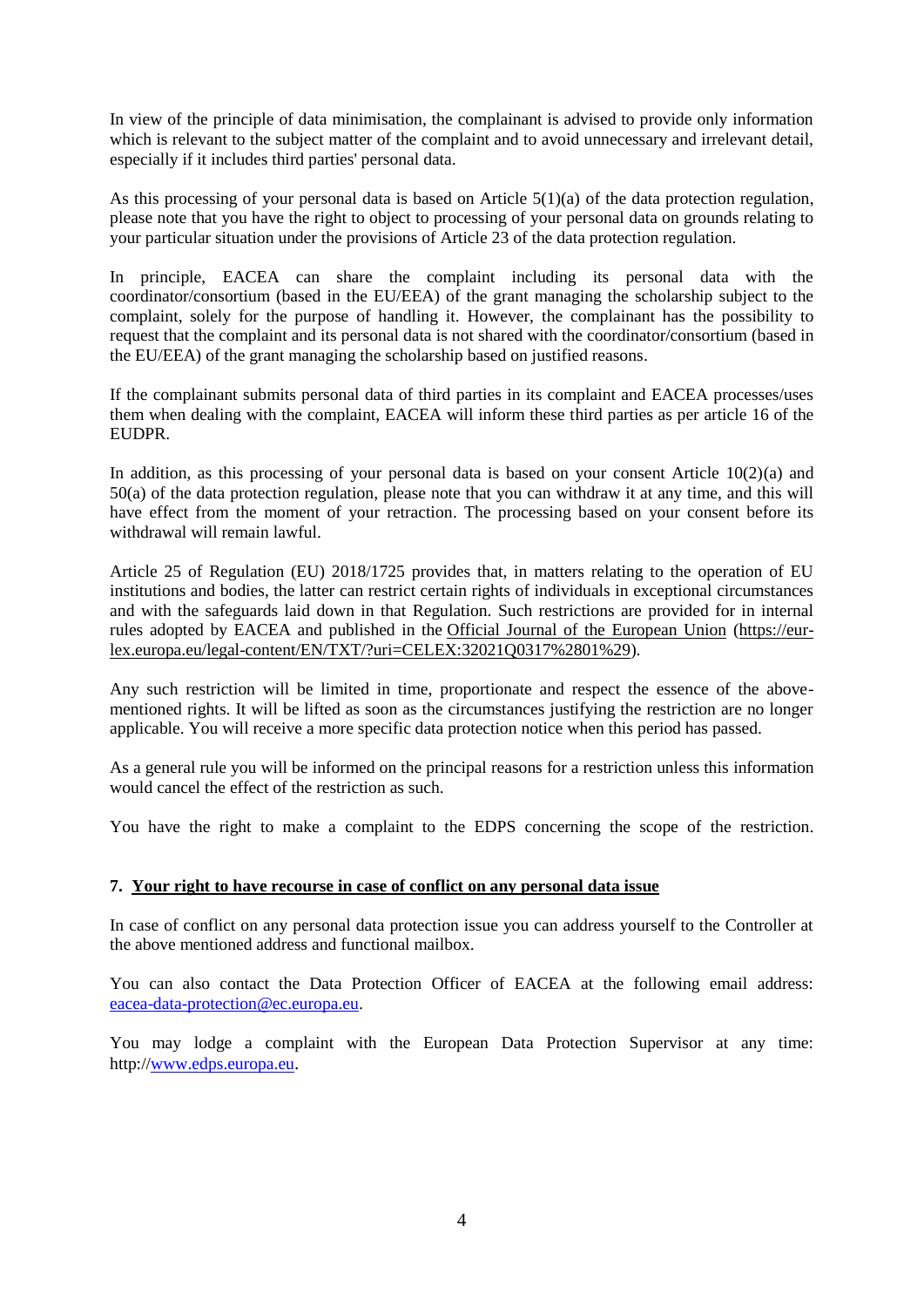In view of the principle of data minimisation, the complainant is advised to provide only information which is relevant to the subject matter of the complaint and to avoid unnecessary and irrelevant detail, especially if it includes third parties' personal data.

As this processing of your personal data is based on Article 5(1)(a) of the data protection regulation, please note that you have the right to object to processing of your personal data on grounds relating to your particular situation under the provisions of Article 23 of the data protection regulation.

In principle, EACEA can share the complaint including its personal data with the coordinator/consortium (based in the EU/EEA) of the grant managing the scholarship subject to the complaint, solely for the purpose of handling it. However, the complainant has the possibility to request that the complaint and its personal data is not shared with the coordinator/consortium (based in the EU/EEA) of the grant managing the scholarship based on justified reasons.

If the complainant submits personal data of third parties in its complaint and EACEA processes/uses them when dealing with the complaint, EACEA will inform these third parties as per article 16 of the EUDPR.

In addition, as this processing of your personal data is based on your consent Article 10(2)(a) and 50(a) of the data protection regulation, please note that you can withdraw it at any time, and this will have effect from the moment of your retraction. The processing based on your consent before its withdrawal will remain lawful.

Article 25 of Regulation (EU) 2018/1725 provides that, in matters relating to the operation of EU institutions and bodies, the latter can restrict certain rights of individuals in exceptional circumstances and with the safeguards laid down in that Regulation. Such restrictions are provided for in internal rules adopted by EACEA and published in the Official Journal of the European Union (https://eur-lex.europa.eu/legal-content/EN/TXT/?uri=CELEX:32021Q0317%2801%29).

Any such restriction will be limited in time, proportionate and respect the essence of the above-mentioned rights. It will be lifted as soon as the circumstances justifying the restriction are no longer applicable. You will receive a more specific data protection notice when this period has passed.

As a general rule you will be informed on the principal reasons for a restriction unless this information would cancel the effect of the restriction as such.

You have the right to make a complaint to the EDPS concerning the scope of the restriction.

## 7. Your right to have recourse in case of conflict on any personal data issue

In case of conflict on any personal data protection issue you can address yourself to the Controller at the above mentioned address and functional mailbox.

You can also contact the Data Protection Officer of EACEA at the following email address: eacea-data-protection@ec.europa.eu.

You may lodge a complaint with the European Data Protection Supervisor at any time: http://www.edps.europa.eu.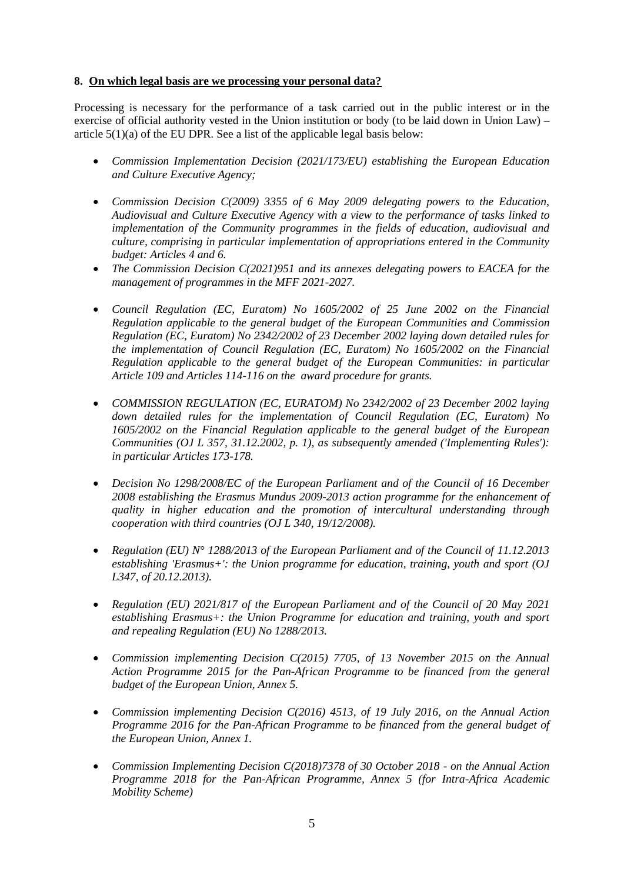## 8. On which legal basis are we processing your personal data?

Processing is necessary for the performance of a task carried out in the public interest or in the exercise of official authority vested in the Union institution or body (to be laid down in Union Law) – article 5(1)(a) of the EU DPR. See a list of the applicable legal basis below:

- *Commission Implementation Decision (2021/173/EU) establishing the European Education and Culture Executive Agency;*
- *Commission Decision C(2009) 3355 of 6 May 2009 delegating powers to the Education, Audiovisual and Culture Executive Agency with a view to the performance of tasks linked to implementation of the Community programmes in the fields of education, audiovisual and culture, comprising in particular implementation of appropriations entered in the Community budget: Articles 4 and 6.*
- *The Commission Decision C(2021)951 and its annexes delegating powers to EACEA for the management of programmes in the MFF 2021-2027.*
- *Council Regulation (EC, Euratom) No 1605/2002 of 25 June 2002 on the Financial Regulation applicable to the general budget of the European Communities and Commission Regulation (EC, Euratom) No 2342/2002 of 23 December 2002 laying down detailed rules for the implementation of Council Regulation (EC, Euratom) No 1605/2002 on the Financial Regulation applicable to the general budget of the European Communities: in particular Article 109 and Articles 114-116 on the award procedure for grants.*
- *COMMISSION REGULATION (EC, EURATOM) No 2342/2002 of 23 December 2002 laying down detailed rules for the implementation of Council Regulation (EC, Euratom) No 1605/2002 on the Financial Regulation applicable to the general budget of the European Communities (OJ L 357, 31.12.2002, p. 1), as subsequently amended ('Implementing Rules'): in particular Articles 173-178.*
- *Decision No 1298/2008/EC of the European Parliament and of the Council of 16 December 2008 establishing the Erasmus Mundus 2009-2013 action programme for the enhancement of quality in higher education and the promotion of intercultural understanding through cooperation with third countries (OJ L 340, 19/12/2008).*
- *Regulation (EU) N° 1288/2013 of the European Parliament and of the Council of 11.12.2013 establishing 'Erasmus+': the Union programme for education, training, youth and sport (OJ L347, of 20.12.2013).*
- *Regulation (EU) 2021/817 of the European Parliament and of the Council of 20 May 2021 establishing Erasmus+: the Union Programme for education and training, youth and sport and repealing Regulation (EU) No 1288/2013.*
- *Commission implementing Decision C(2015) 7705, of 13 November 2015 on the Annual Action Programme 2015 for the Pan-African Programme to be financed from the general budget of the European Union, Annex 5.*
- *Commission implementing Decision C(2016) 4513, of 19 July 2016, on the Annual Action Programme 2016 for the Pan-African Programme to be financed from the general budget of the European Union, Annex 1.*
- *Commission Implementing Decision C(2018)7378 of 30 October 2018 - on the Annual Action Programme 2018 for the Pan-African Programme, Annex 5 (for Intra-Africa Academic Mobility Scheme)*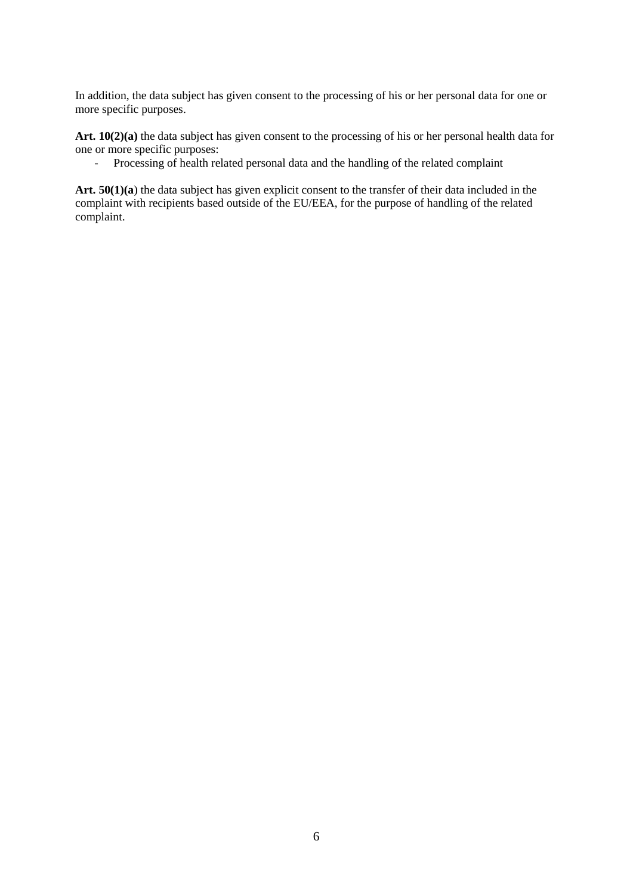In addition, the data subject has given consent to the processing of his or her personal data for one or more specific purposes.

**Art. 10(2)(a)** the data subject has given consent to the processing of his or her personal health data for one or more specific purposes:

- Processing of health related personal data and the handling of the related complaint

**Art. 50(1)(a**) the data subject has given explicit consent to the transfer of their data included in the complaint with recipients based outside of the EU/EEA, for the purpose of handling of the related complaint.